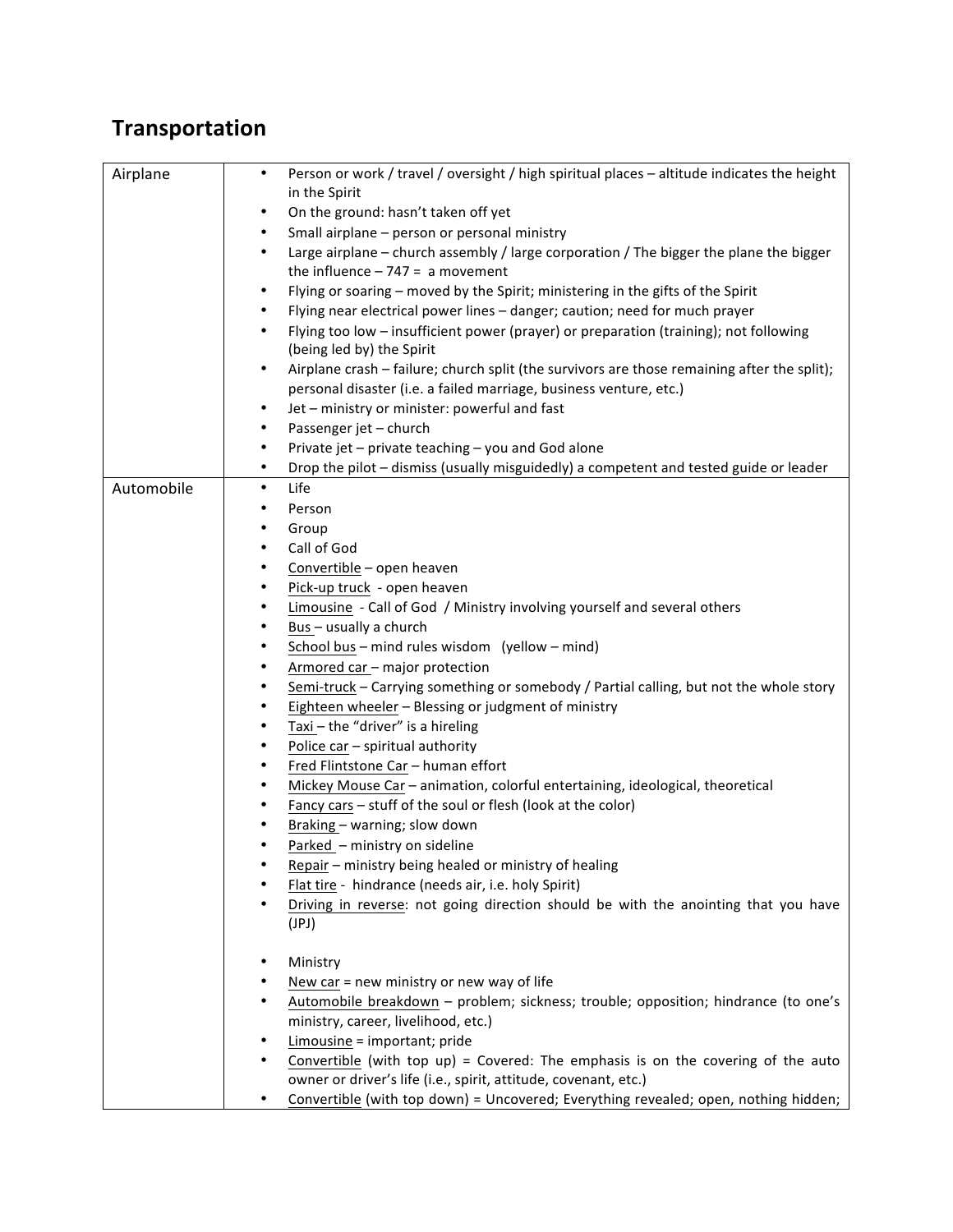# Transportation

| | |
|---|---|
| Airplane | • Person or work / travel / oversight / high spiritual places – altitude indicates the height in the Spirit<br>• On the ground: hasn't taken off yet<br>• Small airplane – person or personal ministry<br>• Large airplane – church assembly / large corporation / The bigger the plane the bigger the influence – 747 = a movement<br>• Flying or soaring – moved by the Spirit; ministering in the gifts of the Spirit<br>• Flying near electrical power lines – danger; caution; need for much prayer<br>• Flying too low – insufficient power (prayer) or preparation (training); not following (being led by) the Spirit<br>• Airplane crash – failure; church split (the survivors are those remaining after the split); personal disaster (i.e. a failed marriage, business venture, etc.)<br>• Jet – ministry or minister: powerful and fast<br>• Passenger jet – church<br>• Private jet – private teaching – you and God alone<br>• Drop the pilot – dismiss (usually misguidedly) a competent and tested guide or leader |
| Automobile | • Life<br>• Person<br>• Group<br>• Call of God<br>• <u>Convertible</u> – open heaven<br>• <u>Pick-up truck</u> - open heaven<br>• <u>Limousine</u> - Call of God / Ministry involving yourself and several others<br>• <u>Bus</u> – usually a church<br>• <u>School bus</u> – mind rules wisdom (yellow – mind)<br>• <u>Armored car</u> – major protection<br>• <u>Semi-truck</u> – Carrying something or somebody / Partial calling, but not the whole story<br>• <u>Eighteen wheeler</u> – Blessing or judgment of ministry<br>• <u>Taxi</u> – the "driver" is a hireling<br>• <u>Police car</u> – spiritual authority<br>• <u>Fred Flintstone Car</u> – human effort<br>• <u>Mickey Mouse Car</u> – animation, colorful entertaining, ideological, theoretical<br>• <u>Fancy cars</u> – stuff of the soul or flesh (look at the color)<br>• <u>Braking</u> – warning; slow down<br>• <u>Parked</u> – ministry on sideline<br>• <u>Repair</u> – ministry being healed or ministry of healing<br>• <u>Flat tire</u> - hindrance (needs air, i.e. holy Spirit)<br>• <u>Driving in reverse</u>: not going direction should be with the anointing that you have (JPJ)<br><br>• Ministry<br>• <u>New car</u> = new ministry or new way of life<br>• <u>Automobile breakdown</u> – problem; sickness; trouble; opposition; hindrance (to one's ministry, career, livelihood, etc.)<br>• <u>Limousine</u> = important; pride<br>• <u>Convertible</u> (with top up) = Covered: The emphasis is on the covering of the auto owner or driver's life (i.e., spirit, attitude, covenant, etc.)<br>• <u>Convertible</u> (with top down) = Uncovered; Everything revealed; open, nothing hidden; |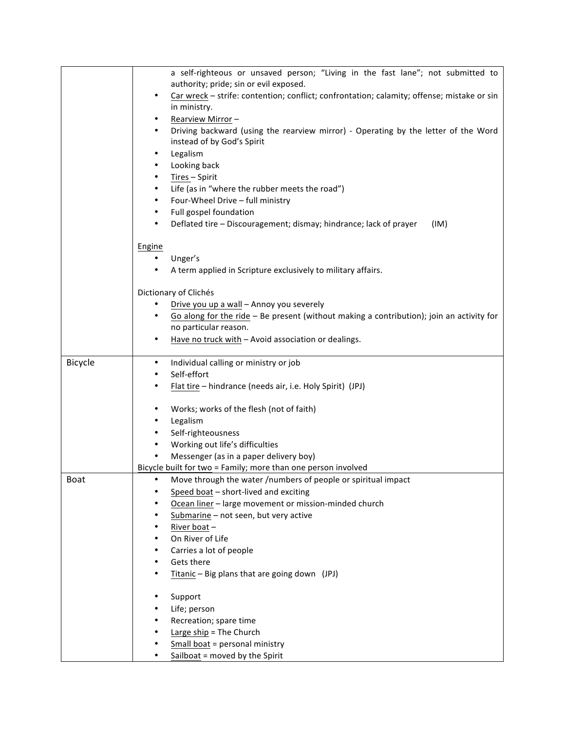| | |
|---|---|
| | a self-righteous or unsaved person; "Living in the fast lane"; not submitted to authority; pride; sin or evil exposed.<br>• Car wreck – strife: contention; conflict; confrontation; calamity; offense; mistake or sin in ministry.<br>• Rearview Mirror –<br>• Driving backward (using the rearview mirror) - Operating by the letter of the Word instead of by God's Spirit<br>• Legalism<br>• Looking back<br>• Tires – Spirit<br>• Life (as in "where the rubber meets the road")<br>• Four-Wheel Drive – full ministry<br>• Full gospel foundation<br>• Deflated tire – Discouragement; dismay; hindrance; lack of prayer (IM)<br><br>Engine<br>• Unger's<br>• A term applied in Scripture exclusively to military affairs.<br><br>Dictionary of Clichés<br>• Drive you up a wall – Annoy you severely<br>• Go along for the ride – Be present (without making a contribution); join an activity for no particular reason.<br>• Have no truck with – Avoid association or dealings. |
| Bicycle | • Individual calling or ministry or job<br>• Self-effort<br>• Flat tire – hindrance (needs air, i.e. Holy Spirit) (JPJ)<br><br>• Works; works of the flesh (not of faith)<br>• Legalism<br>• Self-righteousness<br>• Working out life's difficulties<br>• Messenger (as in a paper delivery boy)<br>Bicycle built for two = Family; more than one person involved |
| Boat | • Move through the water /numbers of people or spiritual impact<br>• Speed boat – short-lived and exciting<br>• Ocean liner – large movement or mission-minded church<br>• Submarine – not seen, but very active<br>• River boat –<br>• On River of Life<br>• Carries a lot of people<br>• Gets there<br>• Titanic – Big plans that are going down (JPJ)<br><br>• Support<br>• Life; person<br>• Recreation; spare time<br>• Large ship = The Church<br>• Small boat = personal ministry<br>• Sailboat = moved by the Spirit |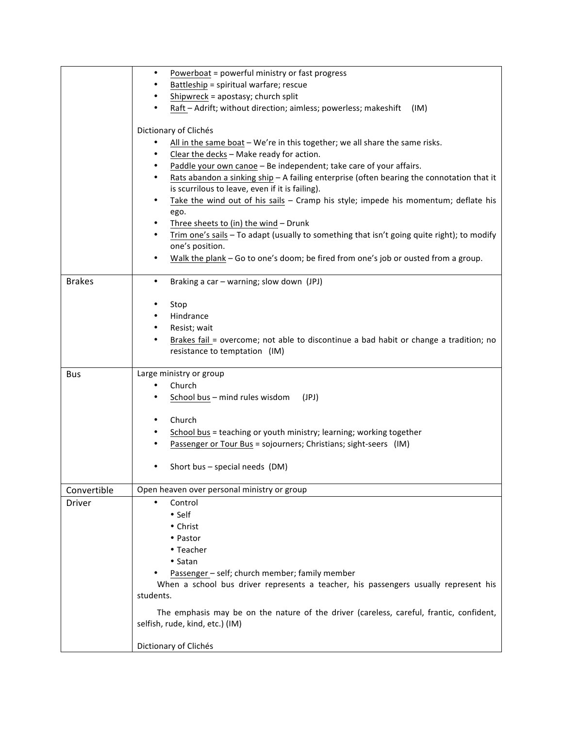| | |
|---|---|
| | • <u>Powerboat</u> = powerful ministry or fast progress<br>• <u>Battleship</u> = spiritual warfare; rescue<br>• <u>Shipwreck</u> = apostasy; church split<br>• <u>Raft</u> – Adrift; without direction; aimless; powerless; makeshift (IM)<br><br>Dictionary of Clichés<br>• <u>All in the same boat</u> – We're in this together; we all share the same risks.<br>• <u>Clear the decks</u> – Make ready for action.<br>• <u>Paddle your own canoe</u> – Be independent; take care of your affairs.<br>• <u>Rats abandon a sinking ship</u> – A failing enterprise (often bearing the connotation that it is scurrilous to leave, even if it is failing).<br>• <u>Take the wind out of his sails</u> – Cramp his style; impede his momentum; deflate his ego.<br>• <u>Three sheets to (in) the wind</u> – Drunk<br>• <u>Trim one's sails</u> – To adapt (usually to something that isn't going quite right); to modify one's position.<br>• <u>Walk the plank</u> – Go to one's doom; be fired from one's job or ousted from a group. |
| Brakes | • Braking a car – warning; slow down (JPJ)<br><br>• Stop<br>• Hindrance<br>• Resist; wait<br>• <u>Brakes fail</u> = overcome; not able to discontinue a bad habit or change a tradition; no resistance to temptation (IM) |
| Bus | Large ministry or group<br>• Church<br>• <u>School bus</u> – mind rules wisdom (JPJ)<br><br>• Church<br>• <u>School bus</u> = teaching or youth ministry; learning; working together<br>• <u>Passenger or Tour Bus</u> = sojourners; Christians; sight-seers (IM)<br><br>• Short bus – special needs (DM) |
| Convertible | Open heaven over personal ministry or group |
| Driver | • Control<br>  • Self<br>  • Christ<br>  • Pastor<br>  • Teacher<br>  • Satan<br>• <u>Passenger</u> – self; church member; family member<br>When a school bus driver represents a teacher, his passengers usually represent his students.<br><br>The emphasis may be on the nature of the driver (careless, careful, frantic, confident, selfish, rude, kind, etc.) (IM)<br><br>Dictionary of Clichés |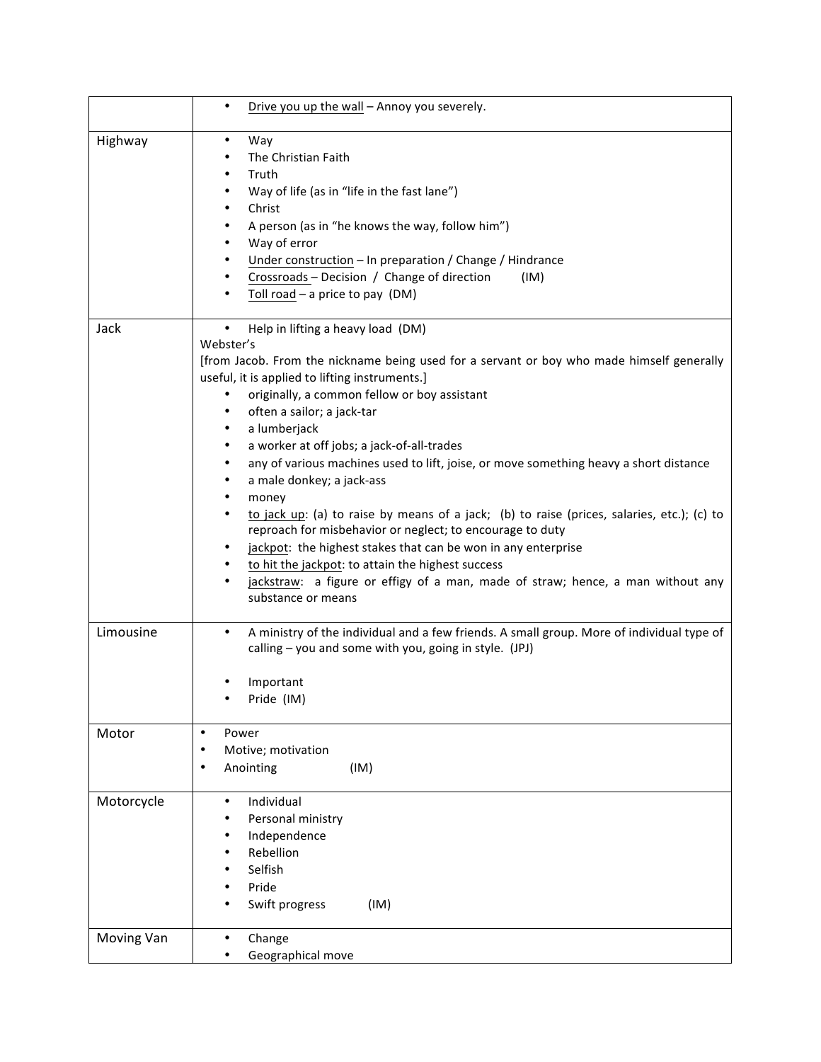| | |
|---|---|
| | • <u>Drive you up the wall</u> – Annoy you severely. |
| Highway | • Way<br>• The Christian Faith<br>• Truth<br>• Way of life (as in "life in the fast lane")<br>• Christ<br>• A person (as in "he knows the way, follow him")<br>• Way of error<br>• <u>Under construction</u> – In preparation / Change / Hindrance<br>• <u>Crossroads</u> – Decision / Change of direction (IM)<br>• <u>Toll road</u> – a price to pay (DM) |
| Jack | • Help in lifting a heavy load (DM)<br>Webster's<br>[from Jacob. From the nickname being used for a servant or boy who made himself generally useful, it is applied to lifting instruments.]<br>• originally, a common fellow or boy assistant<br>• often a sailor; a jack-tar<br>• a lumberjack<br>• a worker at off jobs; a jack-of-all-trades<br>• any of various machines used to lift, joise, or move something heavy a short distance<br>• a male donkey; a jack-ass<br>• money<br>• <u>to jack up</u>: (a) to raise by means of a jack; (b) to raise (prices, salaries, etc.); (c) to reproach for misbehavior or neglect; to encourage to duty<br>• <u>jackpot</u>: the highest stakes that can be won in any enterprise<br>• <u>to hit the jackpot</u>: to attain the highest success<br>• <u>jackstraw</u>: a figure or effigy of a man, made of straw; hence, a man without any substance or means |
| Limousine | • A ministry of the individual and a few friends. A small group. More of individual type of calling – you and some with you, going in style. (JPJ)<br><br>• Important<br>• Pride (IM) |
| Motor | • Power<br>• Motive; motivation<br>• Anointing (IM) |
| Motorcycle | • Individual<br>• Personal ministry<br>• Independence<br>• Rebellion<br>• Selfish<br>• Pride<br>• Swift progress (IM) |
| Moving Van | • Change<br>• Geographical move |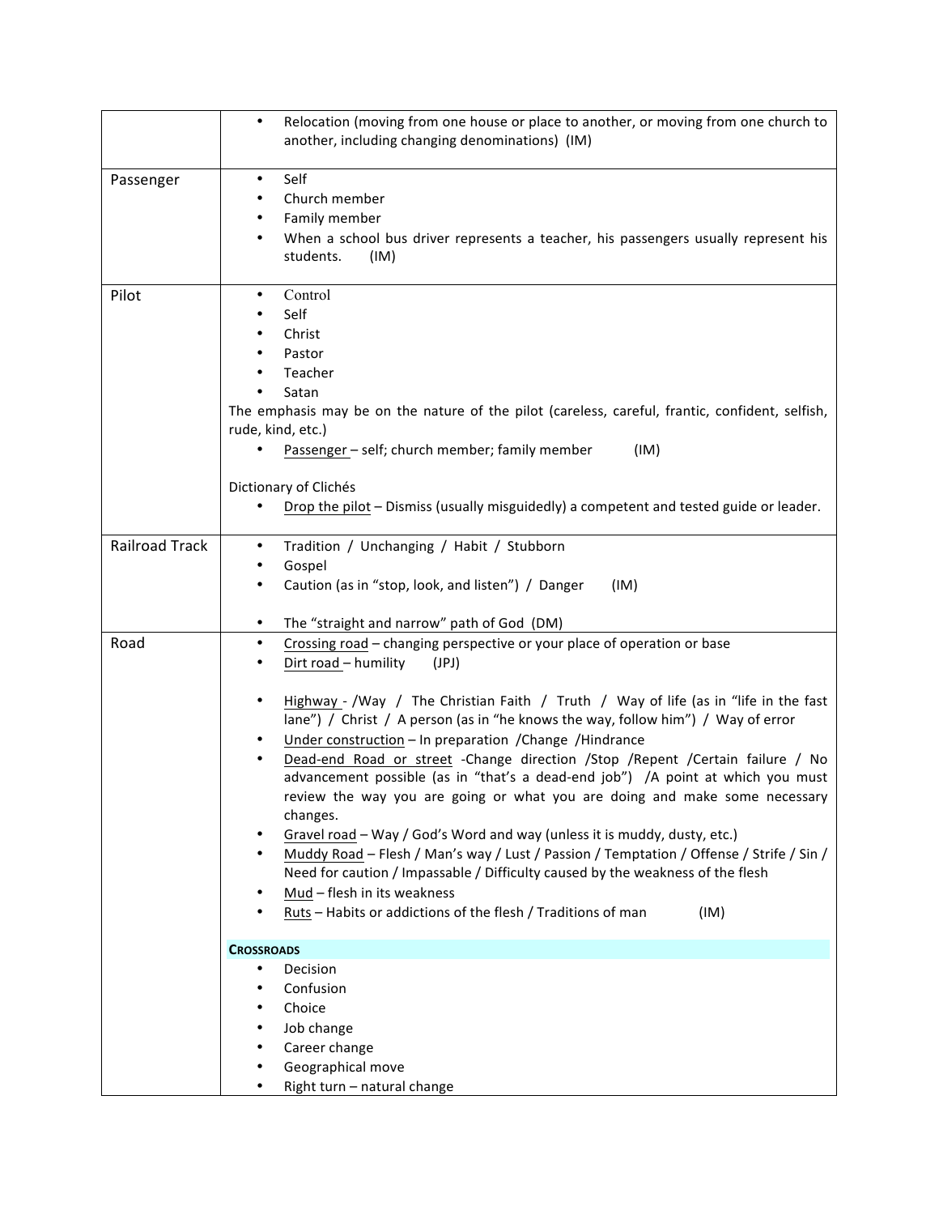| | |
|---|---|
| | • Relocation (moving from one house or place to another, or moving from one church to another, including changing denominations) (IM) |
| Passenger | • Self<br>• Church member<br>• Family member<br>• When a school bus driver represents a teacher, his passengers usually represent his students. (IM) |
| Pilot | • Control<br>• Self<br>• Christ<br>• Pastor<br>• Teacher<br>• Satan<br>The emphasis may be on the nature of the pilot (careless, careful, frantic, confident, selfish, rude, kind, etc.)<br>• Passenger – self; church member; family member (IM)<br><br>Dictionary of Clichés<br>• Drop the pilot – Dismiss (usually misguidedly) a competent and tested guide or leader. |
| Railroad Track | • Tradition / Unchanging / Habit / Stubborn<br>• Gospel<br>• Caution (as in "stop, look, and listen") / Danger (IM)<br><br>• The "straight and narrow" path of God (DM) |
| Road | • Crossing road – changing perspective or your place of operation or base<br>• Dirt road – humility (JPJ)<br><br>• Highway - /Way / The Christian Faith / Truth / Way of life (as in "life in the fast lane") / Christ / A person (as in "he knows the way, follow him") / Way of error<br>• Under construction – In preparation /Change /Hindrance<br>• Dead-end Road or street -Change direction /Stop /Repent /Certain failure / No advancement possible (as in "that's a dead-end job") /A point at which you must review the way you are going or what you are doing and make some necessary changes.<br>• Gravel road – Way / God's Word and way (unless it is muddy, dusty, etc.)<br>• Muddy Road – Flesh / Man's way / Lust / Passion / Temptation / Offense / Strife / Sin / Need for caution / Impassable / Difficulty caused by the weakness of the flesh<br>• Mud – flesh in its weakness<br>• Ruts – Habits or addictions of the flesh / Traditions of man (IM)<br><br>**CROSSROADS**<br>• Decision<br>• Confusion<br>• Choice<br>• Job change<br>• Career change<br>• Geographical move<br>• Right turn – natural change |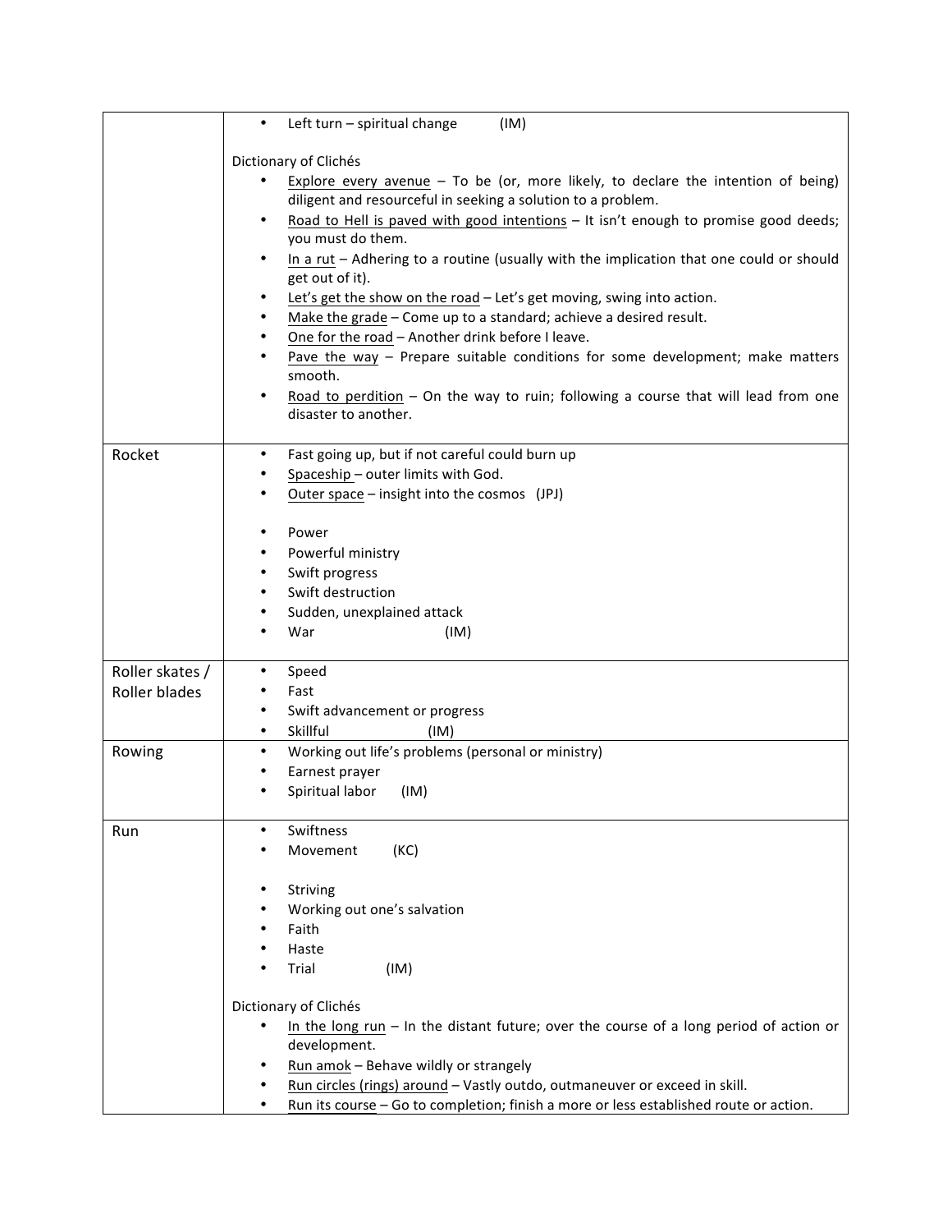| | |
|---|---|
| | • Left turn – spiritual change (IM)<br><br>Dictionary of Clichés<br>• Explore every avenue – To be (or, more likely, to declare the intention of being) diligent and resourceful in seeking a solution to a problem.<br>• Road to Hell is paved with good intentions – It isn't enough to promise good deeds; you must do them.<br>• In a rut – Adhering to a routine (usually with the implication that one could or should get out of it).<br>• Let's get the show on the road – Let's get moving, swing into action.<br>• Make the grade – Come up to a standard; achieve a desired result.<br>• One for the road – Another drink before I leave.<br>• Pave the way – Prepare suitable conditions for some development; make matters smooth.<br>• Road to perdition – On the way to ruin; following a course that will lead from one disaster to another. |
| Rocket | • Fast going up, but if not careful could burn up<br>• Spaceship – outer limits with God.<br>• Outer space – insight into the cosmos (JPJ)<br><br>• Power<br>• Powerful ministry<br>• Swift progress<br>• Swift destruction<br>• Sudden, unexplained attack<br>• War (IM) |
| Roller skates / Roller blades | • Speed<br>• Fast<br>• Swift advancement or progress<br>• Skillful (IM) |
| Rowing | • Working out life's problems (personal or ministry)<br>• Earnest prayer<br>• Spiritual labor (IM) |
| Run | • Swiftness<br>• Movement (KC)<br><br>• Striving<br>• Working out one's salvation<br>• Faith<br>• Haste<br>• Trial (IM)<br><br>Dictionary of Clichés<br>• In the long run – In the distant future; over the course of a long period of action or development.<br>• Run amok – Behave wildly or strangely<br>• Run circles (rings) around – Vastly outdo, outmaneuver or exceed in skill.<br>• Run its course – Go to completion; finish a more or less established route or action. |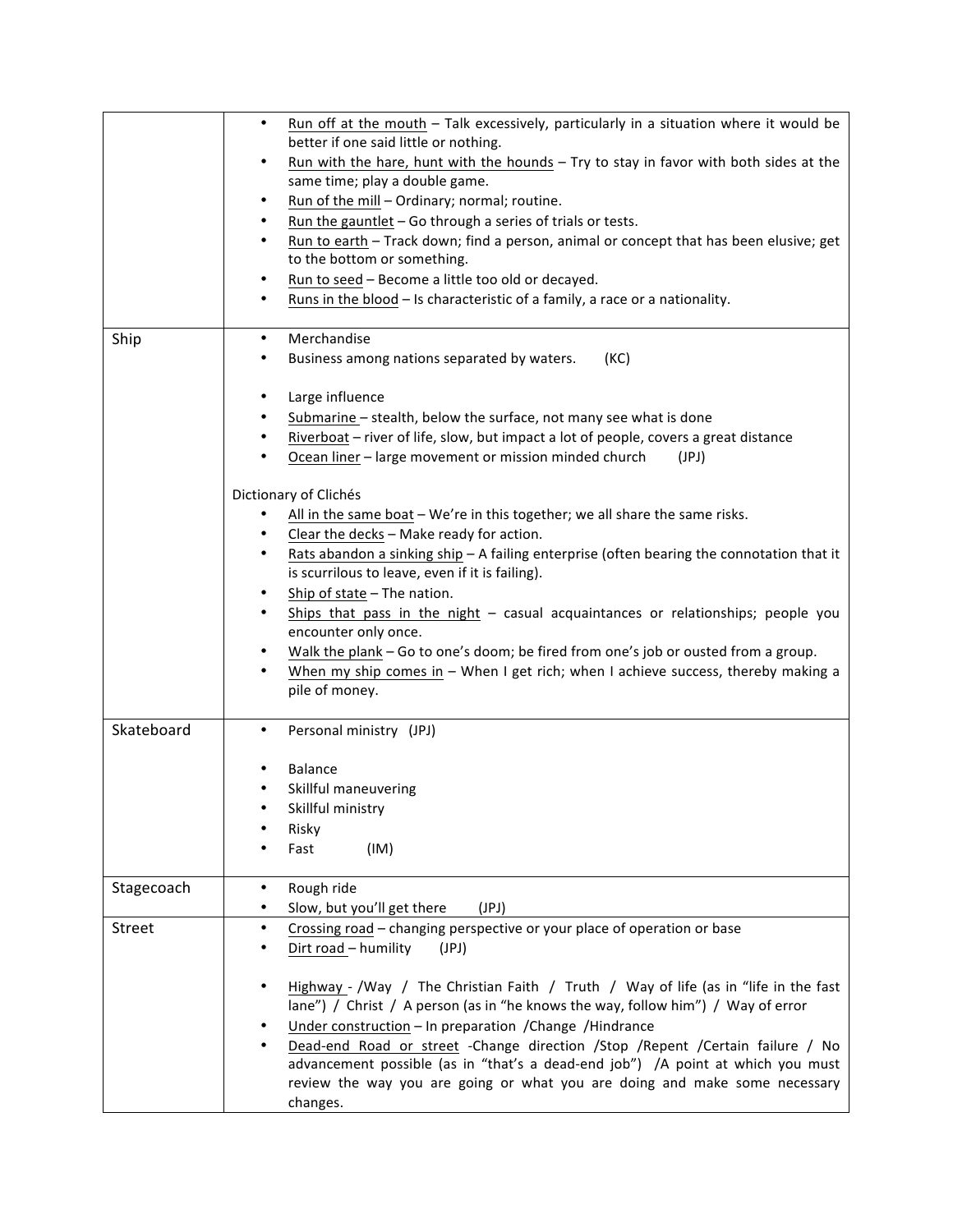| | |
|---|---|
| | • <u>Run off at the mouth</u> – Talk excessively, particularly in a situation where it would be better if one said little or nothing.<br>• <u>Run with the hare, hunt with the hounds</u> – Try to stay in favor with both sides at the same time; play a double game.<br>• <u>Run of the mill</u> – Ordinary; normal; routine.<br>• <u>Run the gauntlet</u> – Go through a series of trials or tests.<br>• <u>Run to earth</u> – Track down; find a person, animal or concept that has been elusive; get to the bottom or something.<br>• <u>Run to seed</u> – Become a little too old or decayed.<br>• <u>Runs in the blood</u> – Is characteristic of a family, a race or a nationality. |
| Ship | • Merchandise<br>• Business among nations separated by waters. (KC)<br><br>• Large influence<br>• <u>Submarine</u> – stealth, below the surface, not many see what is done<br>• <u>Riverboat</u> – river of life, slow, but impact a lot of people, covers a great distance<br>• <u>Ocean liner</u> – large movement or mission minded church (JPJ)<br><br>Dictionary of Clichés<br>• <u>All in the same boat</u> – We're in this together; we all share the same risks.<br>• <u>Clear the decks</u> – Make ready for action.<br>• <u>Rats abandon a sinking ship</u> – A failing enterprise (often bearing the connotation that it is scurrilous to leave, even if it is failing).<br>• <u>Ship of state</u> – The nation.<br>• <u>Ships that pass in the night</u> – casual acquaintances or relationships; people you encounter only once.<br>• <u>Walk the plank</u> – Go to one's doom; be fired from one's job or ousted from a group.<br>• <u>When my ship comes in</u> – When I get rich; when I achieve success, thereby making a pile of money. |
| Skateboard | • Personal ministry (JPJ)<br><br>• Balance<br>• Skillful maneuvering<br>• Skillful ministry<br>• Risky<br>• Fast (IM) |
| Stagecoach | • Rough ride<br>• Slow, but you'll get there (JPJ) |
| Street | • <u>Crossing road</u> – changing perspective or your place of operation or base<br>• <u>Dirt road</u> – humility (JPJ)<br><br>• <u>Highway</u> - /Way / The Christian Faith / Truth / Way of life (as in "life in the fast lane") / Christ / A person (as in "he knows the way, follow him") / Way of error<br>• <u>Under construction</u> – In preparation /Change /Hindrance<br>• <u>Dead-end Road or street</u> -Change direction /Stop /Repent /Certain failure / No advancement possible (as in "that's a dead-end job") /A point at which you must review the way you are going or what you are doing and make some necessary changes. |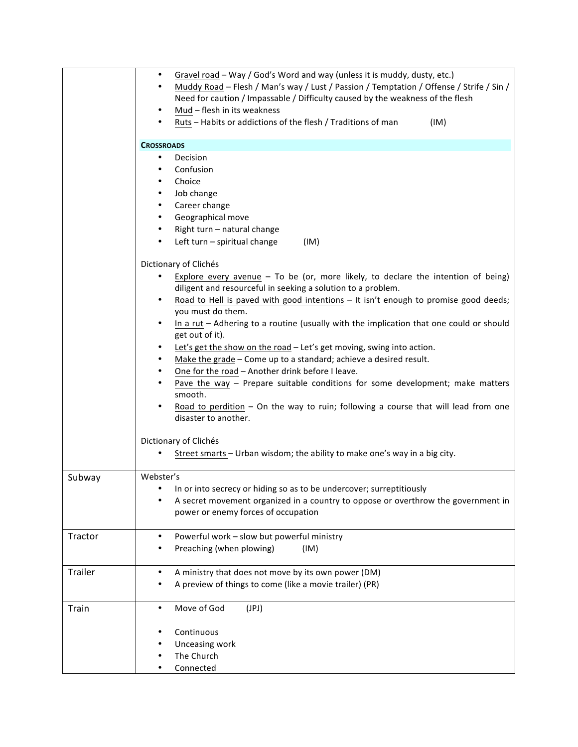| | |
|---|---|
| | • <u>Gravel road</u> – Way / God's Word and way (unless it is muddy, dusty, etc.)<br>• <u>Muddy Road</u> – Flesh / Man's way / Lust / Passion / Temptation / Offense / Strife / Sin / Need for caution / Impassable / Difficulty caused by the weakness of the flesh<br>• <u>Mud</u> – flesh in its weakness<br>• <u>Ruts</u> – Habits or addictions of the flesh / Traditions of man (IM)<br><br>**CROSSROADS**<br>• Decision<br>• Confusion<br>• Choice<br>• Job change<br>• Career change<br>• Geographical move<br>• Right turn – natural change<br>• Left turn – spiritual change (IM)<br><br>Dictionary of Clichés<br>• <u>Explore every avenue</u> – To be (or, more likely, to declare the intention of being) diligent and resourceful in seeking a solution to a problem.<br>• <u>Road to Hell is paved with good intentions</u> – It isn't enough to promise good deeds; you must do them.<br>• <u>In a rut</u> – Adhering to a routine (usually with the implication that one could or should get out of it).<br>• <u>Let's get the show on the road</u> – Let's get moving, swing into action.<br>• <u>Make the grade</u> – Come up to a standard; achieve a desired result.<br>• <u>One for the road</u> – Another drink before I leave.<br>• <u>Pave the way</u> – Prepare suitable conditions for some development; make matters smooth.<br>• <u>Road to perdition</u> – On the way to ruin; following a course that will lead from one disaster to another.<br><br>Dictionary of Clichés<br>• <u>Street smarts</u> – Urban wisdom; the ability to make one's way in a big city. |
| Subway | Webster's<br>• In or into secrecy or hiding so as to be undercover; surreptitiously<br>• A secret movement organized in a country to oppose or overthrow the government in power or enemy forces of occupation |
| Tractor | • Powerful work – slow but powerful ministry<br>• Preaching (when plowing) (IM) |
| Trailer | • A ministry that does not move by its own power (DM)<br>• A preview of things to come (like a movie trailer) (PR) |
| Train | • Move of God (JPJ)<br><br>• Continuous<br>• Unceasing work<br>• The Church<br>• Connected |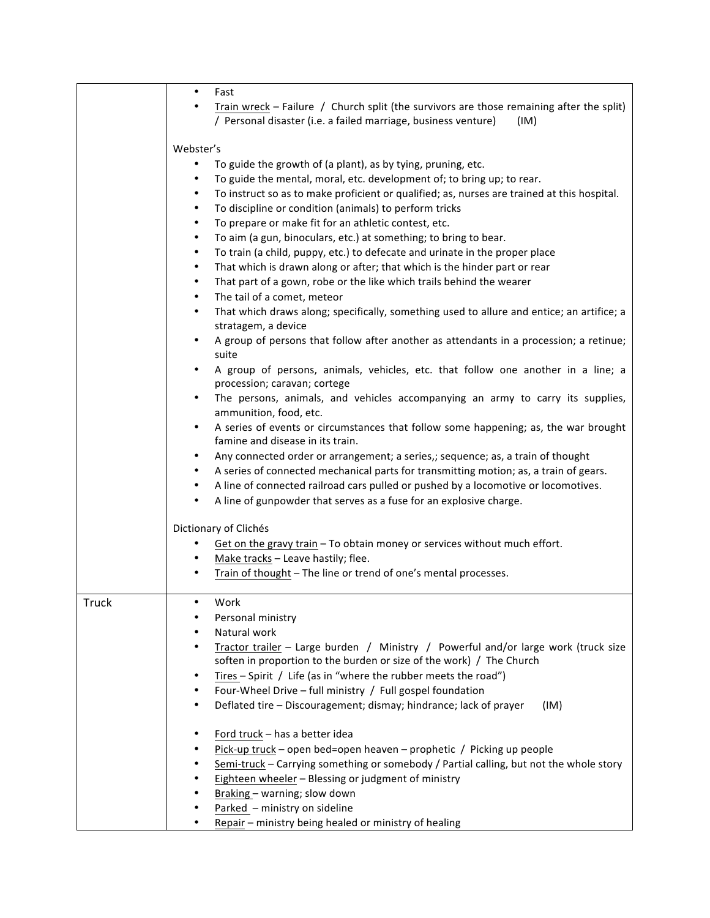| | |
|---|---|
| | • Fast<br>• <u>Train wreck</u> – Failure / Church split (the survivors are those remaining after the split) / Personal disaster (i.e. a failed marriage, business venture) (IM)<br><br>Webster's<br>• To guide the growth of (a plant), as by tying, pruning, etc.<br>• To guide the mental, moral, etc. development of; to bring up; to rear.<br>• To instruct so as to make proficient or qualified; as, nurses are trained at this hospital.<br>• To discipline or condition (animals) to perform tricks<br>• To prepare or make fit for an athletic contest, etc.<br>• To aim (a gun, binoculars, etc.) at something; to bring to bear.<br>• To train (a child, puppy, etc.) to defecate and urinate in the proper place<br>• That which is drawn along or after; that which is the hinder part or rear<br>• That part of a gown, robe or the like which trails behind the wearer<br>• The tail of a comet, meteor<br>• That which draws along; specifically, something used to allure and entice; an artifice; a stratagem, a device<br>• A group of persons that follow after another as attendants in a procession; a retinue; suite<br>• A group of persons, animals, vehicles, etc. that follow one another in a line; a procession; caravan; cortege<br>• The persons, animals, and vehicles accompanying an army to carry its supplies, ammunition, food, etc.<br>• A series of events or circumstances that follow some happening; as, the war brought famine and disease in its train.<br>• Any connected order or arrangement; a series,; sequence; as, a train of thought<br>• A series of connected mechanical parts for transmitting motion; as, a train of gears.<br>• A line of connected railroad cars pulled or pushed by a locomotive or locomotives.<br>• A line of gunpowder that serves as a fuse for an explosive charge.<br><br>Dictionary of Clichés<br>• <u>Get on the gravy train</u> – To obtain money or services without much effort.<br>• <u>Make tracks</u> – Leave hastily; flee.<br>• <u>Train of thought</u> – The line or trend of one's mental processes. |
| Truck | • Work<br>• Personal ministry<br>• Natural work<br>• <u>Tractor trailer</u> – Large burden / Ministry / Powerful and/or large work (truck size soften in proportion to the burden or size of the work) / The Church<br>• <u>Tires</u> – Spirit / Life (as in "where the rubber meets the road")<br>• Four-Wheel Drive – full ministry / Full gospel foundation<br>• Deflated tire – Discouragement; dismay; hindrance; lack of prayer (IM)<br><br>• <u>Ford truck</u> – has a better idea<br>• <u>Pick-up truck</u> – open bed=open heaven – prophetic / Picking up people<br>• <u>Semi-truck</u> – Carrying something or somebody / Partial calling, but not the whole story<br>• <u>Eighteen wheeler</u> – Blessing or judgment of ministry<br>• <u>Braking</u> – warning; slow down<br>• <u>Parked</u> – ministry on sideline<br>• <u>Repair</u> – ministry being healed or ministry of healing |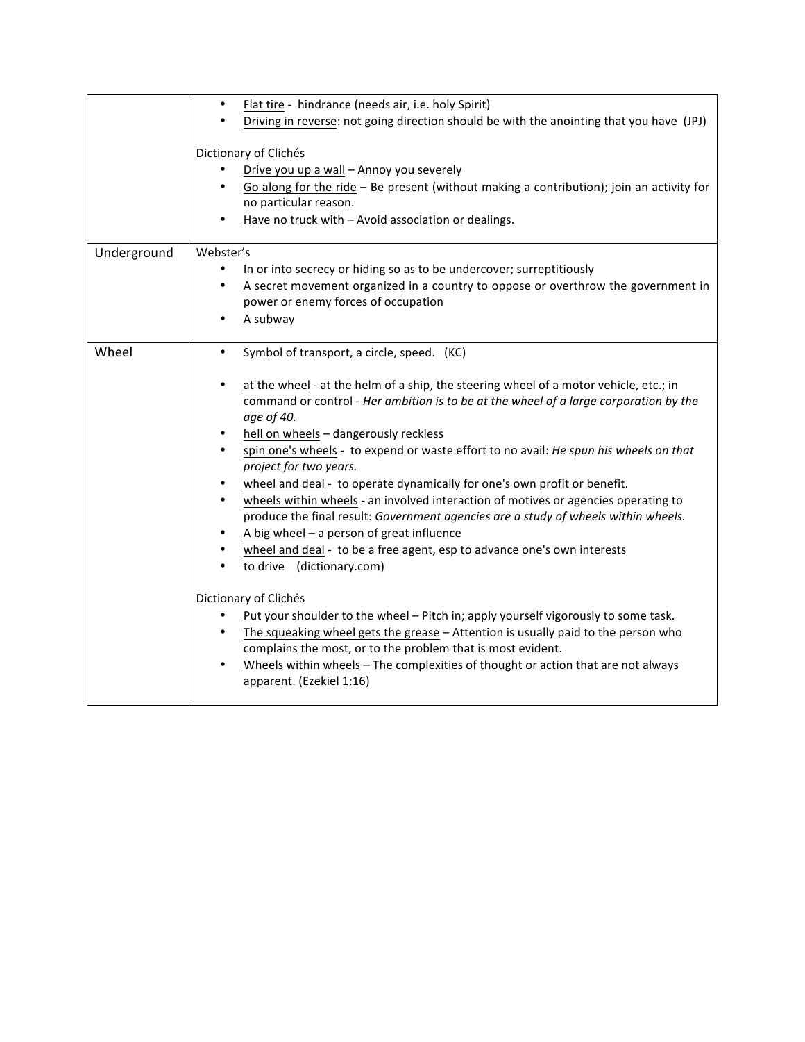| | |
|---|---|
| | • Flat tire - hindrance (needs air, i.e. holy Spirit)<br>• Driving in reverse: not going direction should be with the anointing that you have (JPJ)<br><br>Dictionary of Clichés<br>• Drive you up a wall – Annoy you severely<br>• Go along for the ride – Be present (without making a contribution); join an activity for no particular reason.<br>• Have no truck with – Avoid association or dealings. |
| Underground | Webster's<br>• In or into secrecy or hiding so as to be undercover; surreptitiously<br>• A secret movement organized in a country to oppose or overthrow the government in power or enemy forces of occupation<br>• A subway |
| Wheel | • Symbol of transport, a circle, speed. (KC)<br><br>• at the wheel - at the helm of a ship, the steering wheel of a motor vehicle, etc.; in command or control - *Her ambition is to be at the wheel of a large corporation by the age of 40.*<br>• hell on wheels – dangerously reckless<br>• spin one's wheels - to expend or waste effort to no avail: *He spun his wheels on that project for two years.*<br>• wheel and deal - to operate dynamically for one's own profit or benefit.<br>• wheels within wheels - an involved interaction of motives or agencies operating to produce the final result: *Government agencies are a study of wheels within wheels.*<br>• A big wheel – a person of great influence<br>• wheel and deal - to be a free agent, esp to advance one's own interests<br>• to drive (dictionary.com)<br><br>Dictionary of Clichés<br>• Put your shoulder to the wheel – Pitch in; apply yourself vigorously to some task.<br>• The squeaking wheel gets the grease – Attention is usually paid to the person who complains the most, or to the problem that is most evident.<br>• Wheels within wheels – The complexities of thought or action that are not always apparent. (Ezekiel 1:16) |